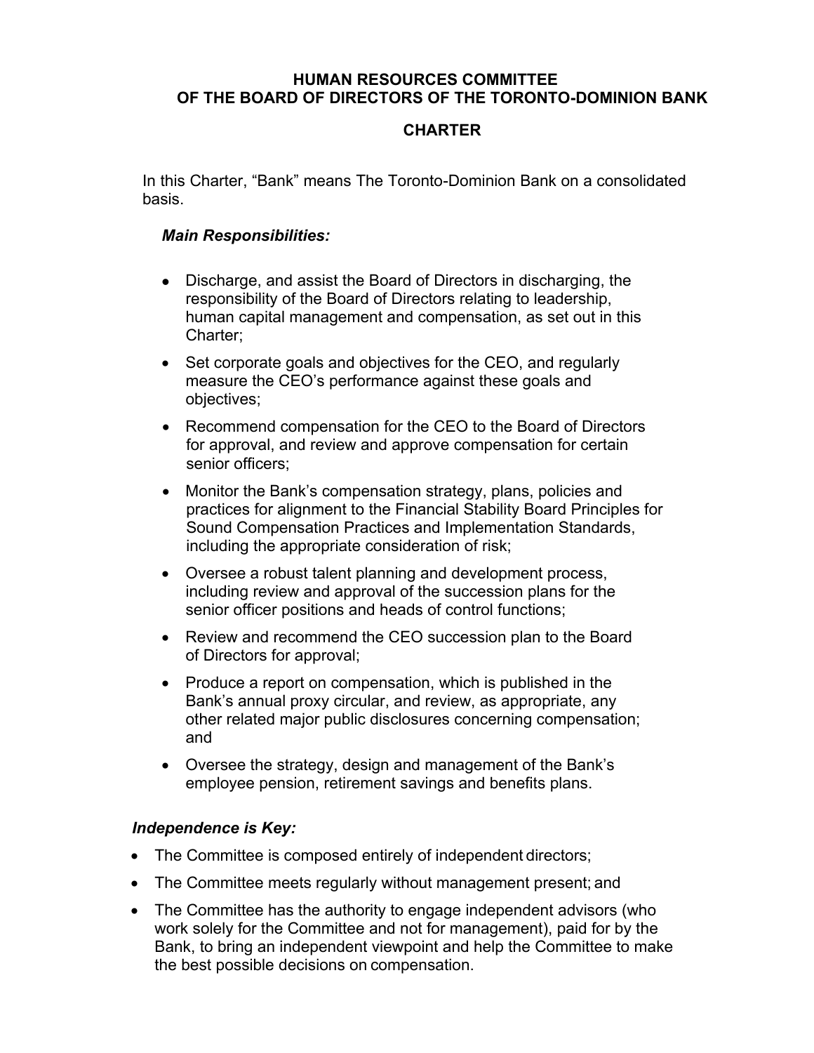# HUMAN RESOURCES COMMITTEE OF THE BOARD OF DIRECTORS OF THE TORONTO-DOMINION BANK

## CHARTER

In this Charter, “Bank” means The Toronto-Dominion Bank on a consolidated basis.

***Main Responsibilities:***

- Discharge, and assist the Board of Directors in discharging, the responsibility of the Board of Directors relating to leadership, human capital management and compensation, as set out in this Charter;
- Set corporate goals and objectives for the CEO, and regularly measure the CEO’s performance against these goals and objectives;
- Recommend compensation for the CEO to the Board of Directors for approval, and review and approve compensation for certain senior officers;
- Monitor the Bank’s compensation strategy, plans, policies and practices for alignment to the Financial Stability Board Principles for Sound Compensation Practices and Implementation Standards, including the appropriate consideration of risk;
- Oversee a robust talent planning and development process, including review and approval of the succession plans for the senior officer positions and heads of control functions;
- Review and recommend the CEO succession plan to the Board of Directors for approval;
- Produce a report on compensation, which is published in the Bank’s annual proxy circular, and review, as appropriate, any other related major public disclosures concerning compensation; and
- Oversee the strategy, design and management of the Bank’s employee pension, retirement savings and benefits plans.

***Independence is Key:***

- The Committee is composed entirely of independent directors;
- The Committee meets regularly without management present; and
- The Committee has the authority to engage independent advisors (who work solely for the Committee and not for management), paid for by the Bank, to bring an independent viewpoint and help the Committee to make the best possible decisions on compensation.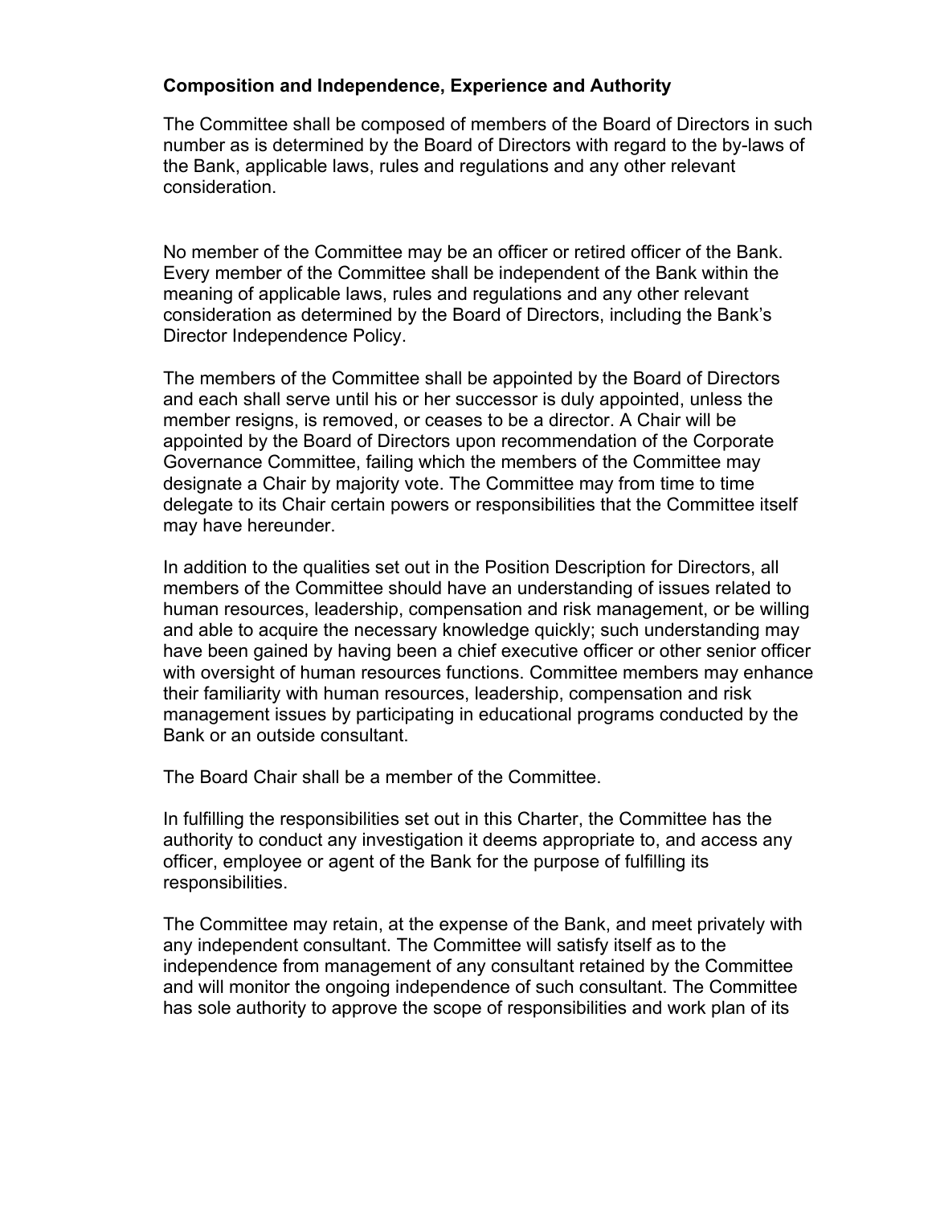**Composition and Independence, Experience and Authority**

The Committee shall be composed of members of the Board of Directors in such number as is determined by the Board of Directors with regard to the by-laws of the Bank, applicable laws, rules and regulations and any other relevant consideration.

No member of the Committee may be an officer or retired officer of the Bank. Every member of the Committee shall be independent of the Bank within the meaning of applicable laws, rules and regulations and any other relevant consideration as determined by the Board of Directors, including the Bank's Director Independence Policy.

The members of the Committee shall be appointed by the Board of Directors and each shall serve until his or her successor is duly appointed, unless the member resigns, is removed, or ceases to be a director. A Chair will be appointed by the Board of Directors upon recommendation of the Corporate Governance Committee, failing which the members of the Committee may designate a Chair by majority vote. The Committee may from time to time delegate to its Chair certain powers or responsibilities that the Committee itself may have hereunder.

In addition to the qualities set out in the Position Description for Directors, all members of the Committee should have an understanding of issues related to human resources, leadership, compensation and risk management, or be willing and able to acquire the necessary knowledge quickly; such understanding may have been gained by having been a chief executive officer or other senior officer with oversight of human resources functions. Committee members may enhance their familiarity with human resources, leadership, compensation and risk management issues by participating in educational programs conducted by the Bank or an outside consultant.

The Board Chair shall be a member of the Committee.

In fulfilling the responsibilities set out in this Charter, the Committee has the authority to conduct any investigation it deems appropriate to, and access any officer, employee or agent of the Bank for the purpose of fulfilling its responsibilities.

The Committee may retain, at the expense of the Bank, and meet privately with any independent consultant. The Committee will satisfy itself as to the independence from management of any consultant retained by the Committee and will monitor the ongoing independence of such consultant. The Committee has sole authority to approve the scope of responsibilities and work plan of its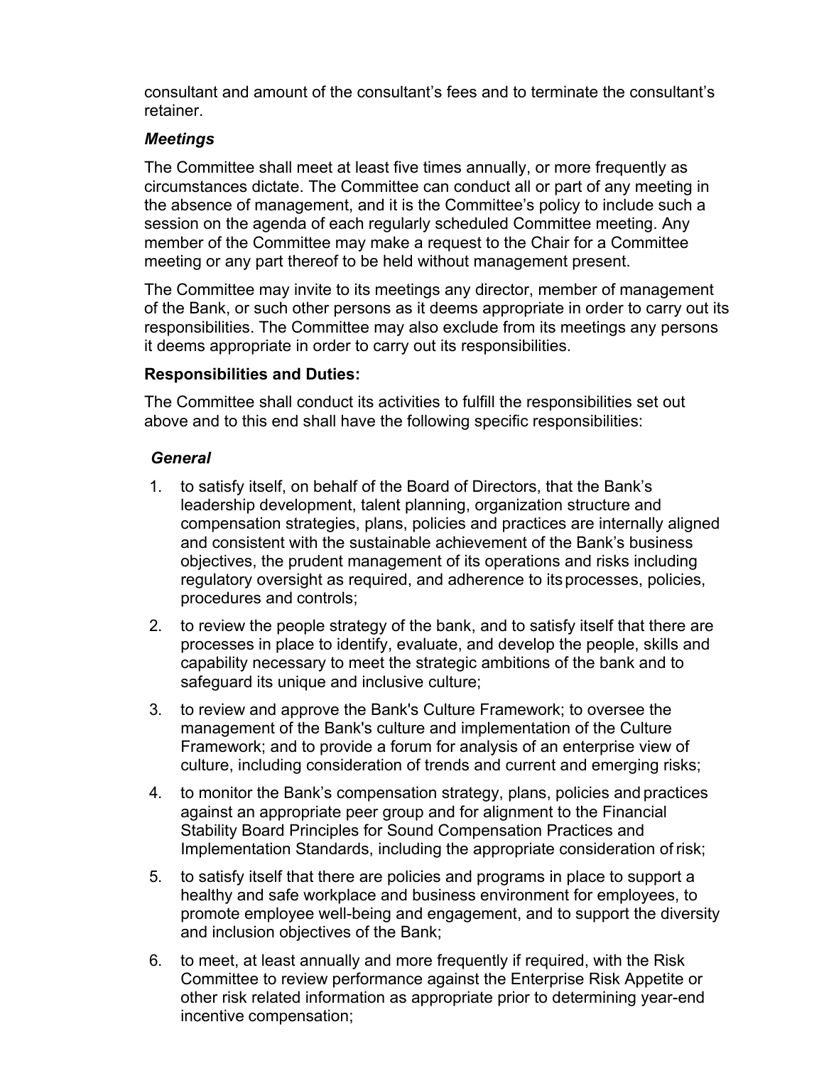consultant and amount of the consultant's fees and to terminate the consultant's retainer.

***Meetings***

The Committee shall meet at least five times annually, or more frequently as circumstances dictate. The Committee can conduct all or part of any meeting in the absence of management, and it is the Committee's policy to include such a session on the agenda of each regularly scheduled Committee meeting. Any member of the Committee may make a request to the Chair for a Committee meeting or any part thereof to be held without management present.

The Committee may invite to its meetings any director, member of management of the Bank, or such other persons as it deems appropriate in order to carry out its responsibilities. The Committee may also exclude from its meetings any persons it deems appropriate in order to carry out its responsibilities.

**Responsibilities and Duties:**

The Committee shall conduct its activities to fulfill the responsibilities set out above and to this end shall have the following specific responsibilities:

***General***

1. to satisfy itself, on behalf of the Board of Directors, that the Bank's leadership development, talent planning, organization structure and compensation strategies, plans, policies and practices are internally aligned and consistent with the sustainable achievement of the Bank's business objectives, the prudent management of its operations and risks including regulatory oversight as required, and adherence to its processes, policies, procedures and controls;
2. to review the people strategy of the bank, and to satisfy itself that there are processes in place to identify, evaluate, and develop the people, skills and capability necessary to meet the strategic ambitions of the bank and to safeguard its unique and inclusive culture;
3. to review and approve the Bank's Culture Framework; to oversee the management of the Bank's culture and implementation of the Culture Framework; and to provide a forum for analysis of an enterprise view of culture, including consideration of trends and current and emerging risks;
4. to monitor the Bank's compensation strategy, plans, policies and practices against an appropriate peer group and for alignment to the Financial Stability Board Principles for Sound Compensation Practices and Implementation Standards, including the appropriate consideration of risk;
5. to satisfy itself that there are policies and programs in place to support a healthy and safe workplace and business environment for employees, to promote employee well-being and engagement, and to support the diversity and inclusion objectives of the Bank;
6. to meet, at least annually and more frequently if required, with the Risk Committee to review performance against the Enterprise Risk Appetite or other risk related information as appropriate prior to determining year-end incentive compensation;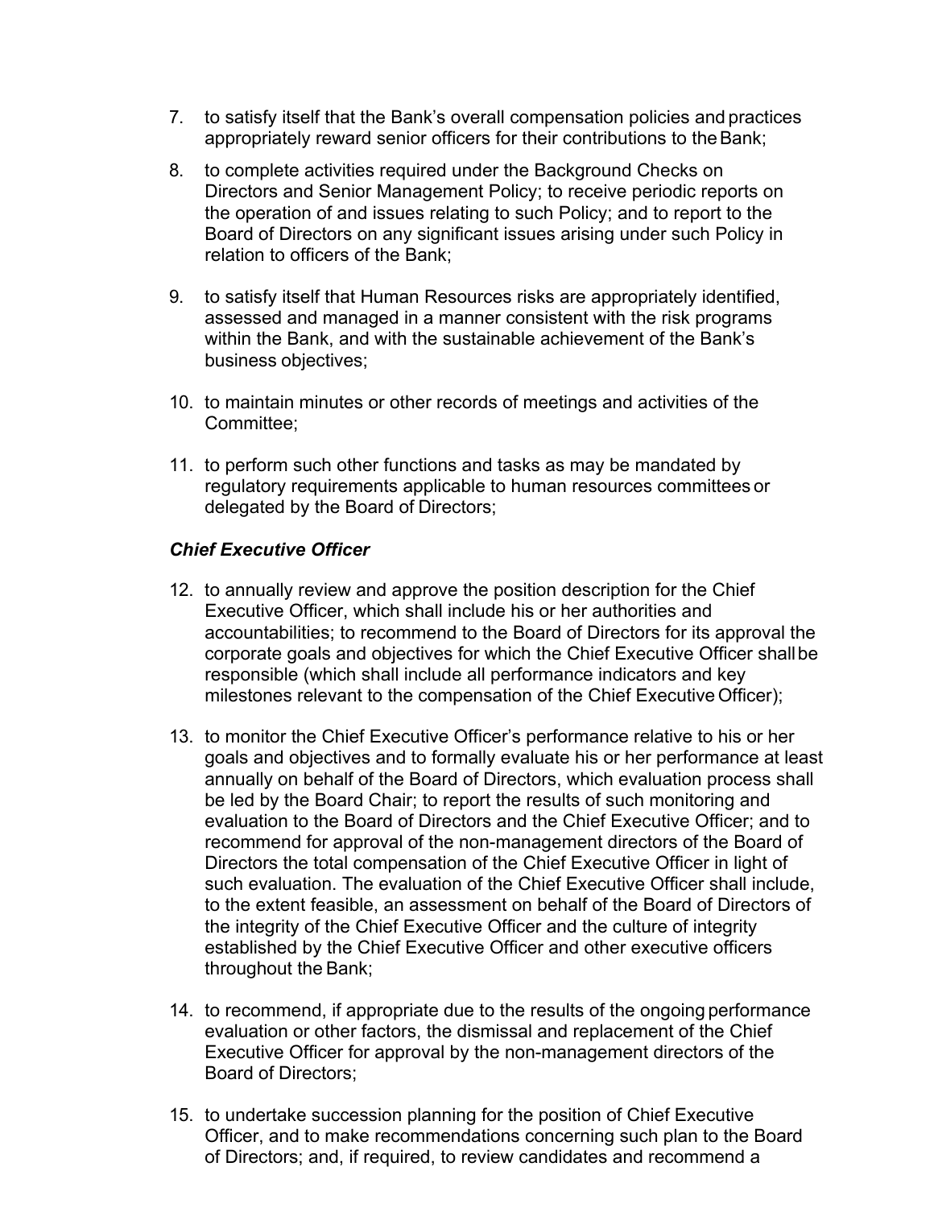7. to satisfy itself that the Bank's overall compensation policies and practices appropriately reward senior officers for their contributions to the Bank;

8. to complete activities required under the Background Checks on Directors and Senior Management Policy; to receive periodic reports on the operation of and issues relating to such Policy; and to report to the Board of Directors on any significant issues arising under such Policy in relation to officers of the Bank;

9. to satisfy itself that Human Resources risks are appropriately identified, assessed and managed in a manner consistent with the risk programs within the Bank, and with the sustainable achievement of the Bank's business objectives;

10. to maintain minutes or other records of meetings and activities of the Committee;

11. to perform such other functions and tasks as may be mandated by regulatory requirements applicable to human resources committees or delegated by the Board of Directors;

***Chief Executive Officer***

12. to annually review and approve the position description for the Chief Executive Officer, which shall include his or her authorities and accountabilities; to recommend to the Board of Directors for its approval the corporate goals and objectives for which the Chief Executive Officer shall be responsible (which shall include all performance indicators and key milestones relevant to the compensation of the Chief Executive Officer);

13. to monitor the Chief Executive Officer's performance relative to his or her goals and objectives and to formally evaluate his or her performance at least annually on behalf of the Board of Directors, which evaluation process shall be led by the Board Chair; to report the results of such monitoring and evaluation to the Board of Directors and the Chief Executive Officer; and to recommend for approval of the non-management directors of the Board of Directors the total compensation of the Chief Executive Officer in light of such evaluation. The evaluation of the Chief Executive Officer shall include, to the extent feasible, an assessment on behalf of the Board of Directors of the integrity of the Chief Executive Officer and the culture of integrity established by the Chief Executive Officer and other executive officers throughout the Bank;

14. to recommend, if appropriate due to the results of the ongoing performance evaluation or other factors, the dismissal and replacement of the Chief Executive Officer for approval by the non-management directors of the Board of Directors;

15. to undertake succession planning for the position of Chief Executive Officer, and to make recommendations concerning such plan to the Board of Directors; and, if required, to review candidates and recommend a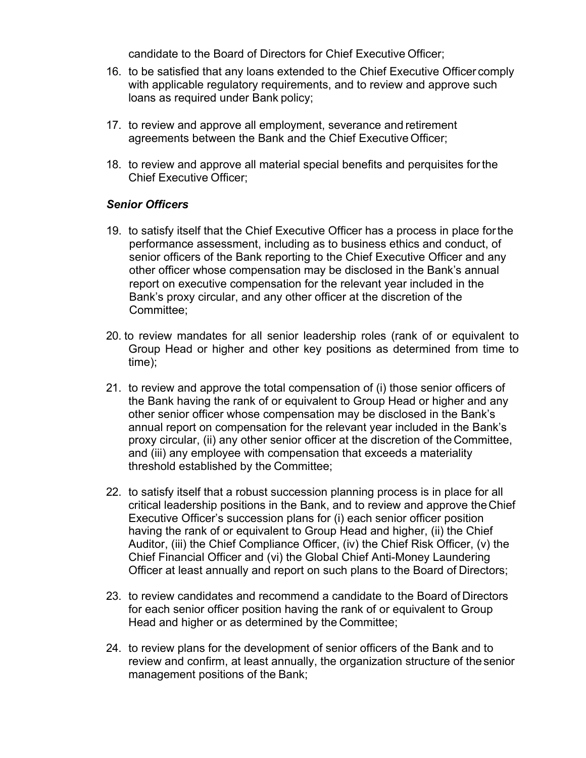candidate to the Board of Directors for Chief Executive Officer;

16. to be satisfied that any loans extended to the Chief Executive Officer comply with applicable regulatory requirements, and to review and approve such loans as required under Bank policy;

17. to review and approve all employment, severance and retirement agreements between the Bank and the Chief Executive Officer;

18. to review and approve all material special benefits and perquisites for the Chief Executive Officer;

***Senior Officers***

19. to satisfy itself that the Chief Executive Officer has a process in place for the performance assessment, including as to business ethics and conduct, of senior officers of the Bank reporting to the Chief Executive Officer and any other officer whose compensation may be disclosed in the Bank's annual report on executive compensation for the relevant year included in the Bank's proxy circular, and any other officer at the discretion of the Committee;

20. to review mandates for all senior leadership roles (rank of or equivalent to Group Head or higher and other key positions as determined from time to time);

21. to review and approve the total compensation of (i) those senior officers of the Bank having the rank of or equivalent to Group Head or higher and any other senior officer whose compensation may be disclosed in the Bank's annual report on compensation for the relevant year included in the Bank's proxy circular, (ii) any other senior officer at the discretion of the Committee, and (iii) any employee with compensation that exceeds a materiality threshold established by the Committee;

22. to satisfy itself that a robust succession planning process is in place for all critical leadership positions in the Bank, and to review and approve the Chief Executive Officer's succession plans for (i) each senior officer position having the rank of or equivalent to Group Head and higher, (ii) the Chief Auditor, (iii) the Chief Compliance Officer, (iv) the Chief Risk Officer, (v) the Chief Financial Officer and (vi) the Global Chief Anti-Money Laundering Officer at least annually and report on such plans to the Board of Directors;

23. to review candidates and recommend a candidate to the Board of Directors for each senior officer position having the rank of or equivalent to Group Head and higher or as determined by the Committee;

24. to review plans for the development of senior officers of the Bank and to review and confirm, at least annually, the organization structure of the senior management positions of the Bank;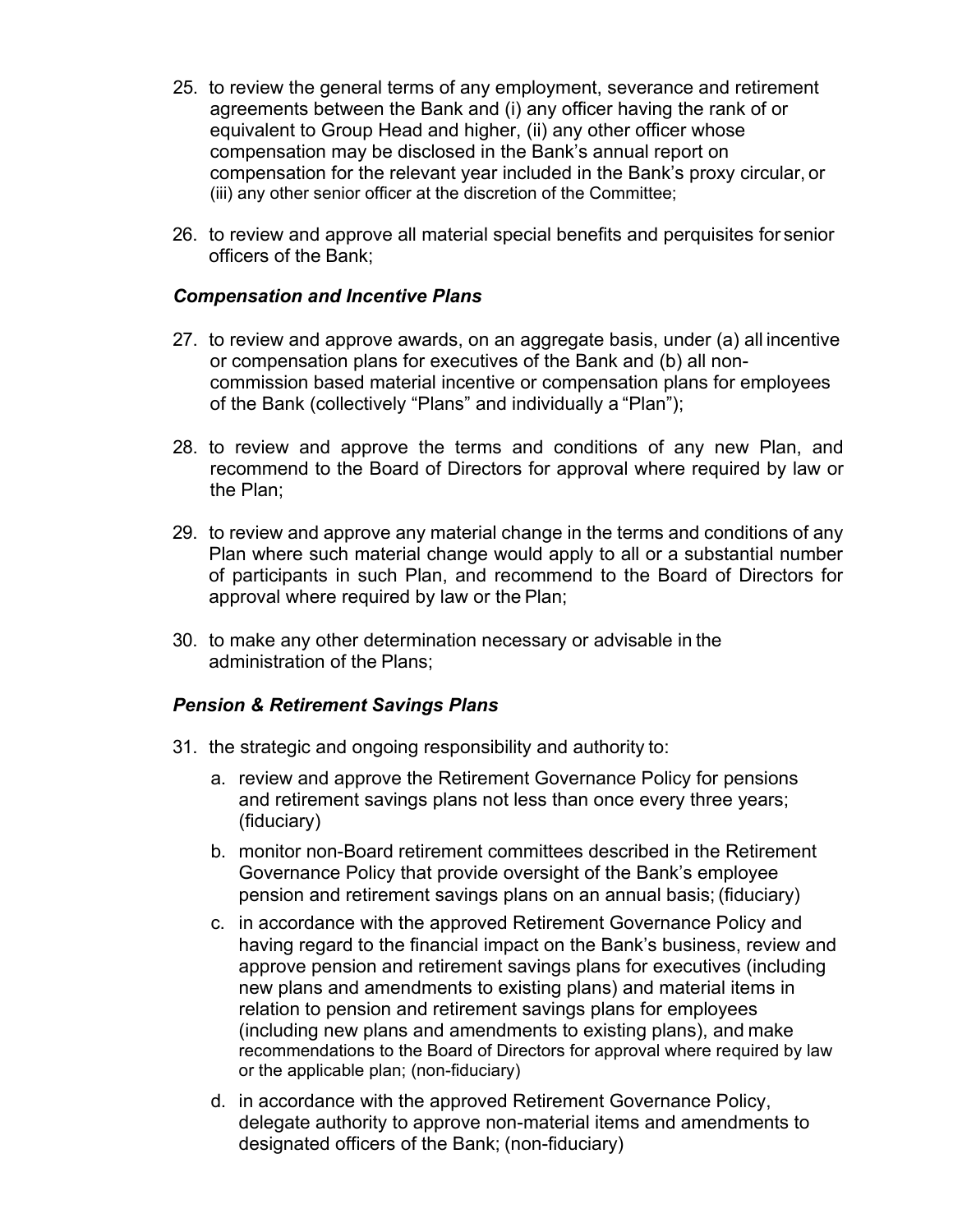25. to review the general terms of any employment, severance and retirement agreements between the Bank and (i) any officer having the rank of or equivalent to Group Head and higher, (ii) any other officer whose compensation may be disclosed in the Bank's annual report on compensation for the relevant year included in the Bank's proxy circular, or (iii) any other senior officer at the discretion of the Committee;

26. to review and approve all material special benefits and perquisites for senior officers of the Bank;

***Compensation and Incentive Plans***

27. to review and approve awards, on an aggregate basis, under (a) all incentive or compensation plans for executives of the Bank and (b) all non-commission based material incentive or compensation plans for employees of the Bank (collectively "Plans" and individually a "Plan");

28. to review and approve the terms and conditions of any new Plan, and recommend to the Board of Directors for approval where required by law or the Plan;

29. to review and approve any material change in the terms and conditions of any Plan where such material change would apply to all or a substantial number of participants in such Plan, and recommend to the Board of Directors for approval where required by law or the Plan;

30. to make any other determination necessary or advisable in the administration of the Plans;

***Pension & Retirement Savings Plans***

31. the strategic and ongoing responsibility and authority to:

    a. review and approve the Retirement Governance Policy for pensions and retirement savings plans not less than once every three years; (fiduciary)

    b. monitor non-Board retirement committees described in the Retirement Governance Policy that provide oversight of the Bank's employee pension and retirement savings plans on an annual basis; (fiduciary)

    c. in accordance with the approved Retirement Governance Policy and having regard to the financial impact on the Bank's business, review and approve pension and retirement savings plans for executives (including new plans and amendments to existing plans) and material items in relation to pension and retirement savings plans for employees (including new plans and amendments to existing plans), and make recommendations to the Board of Directors for approval where required by law or the applicable plan; (non-fiduciary)

    d. in accordance with the approved Retirement Governance Policy, delegate authority to approve non-material items and amendments to designated officers of the Bank; (non-fiduciary)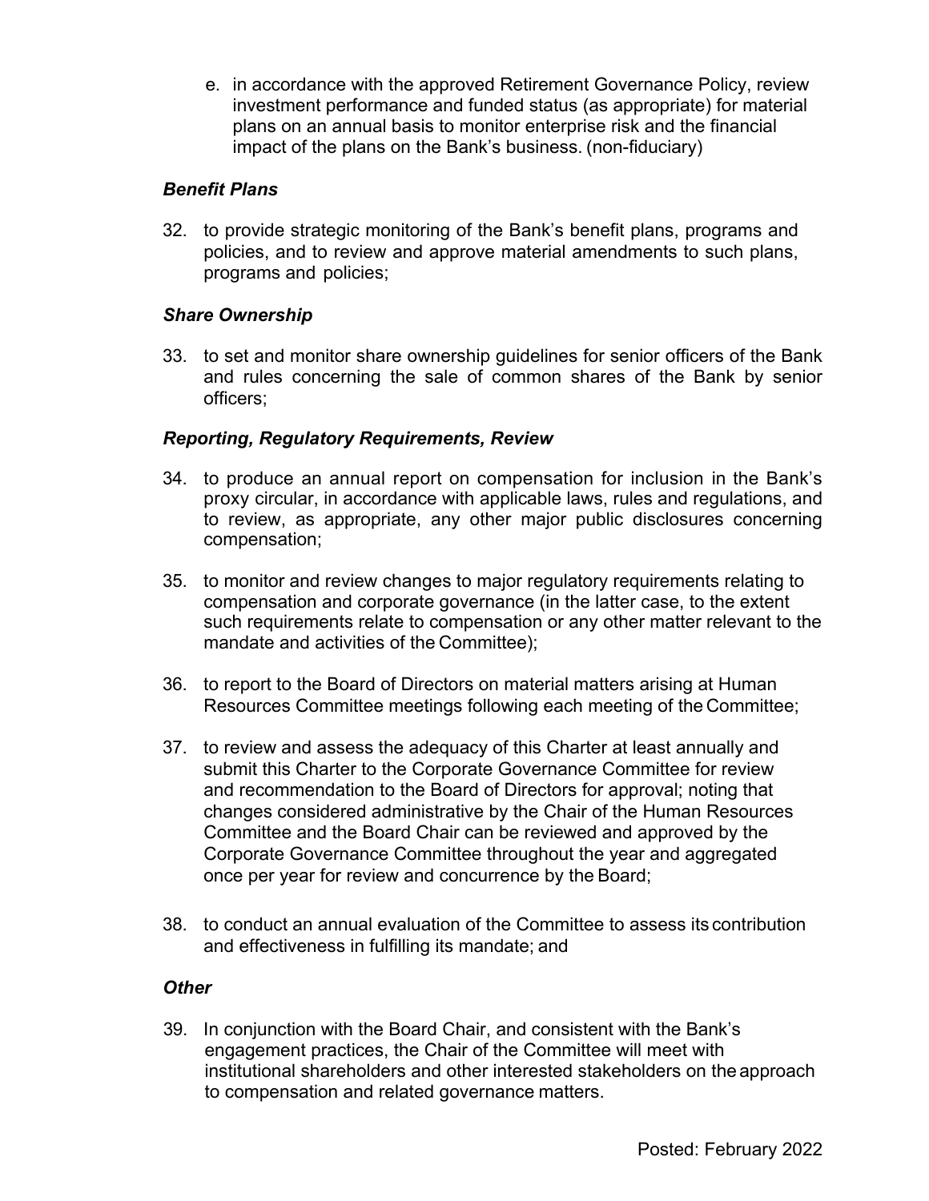e. in accordance with the approved Retirement Governance Policy, review investment performance and funded status (as appropriate) for material plans on an annual basis to monitor enterprise risk and the financial impact of the plans on the Bank's business. (non-fiduciary)

***Benefit Plans***

32. to provide strategic monitoring of the Bank's benefit plans, programs and policies, and to review and approve material amendments to such plans, programs and policies;

***Share Ownership***

33. to set and monitor share ownership guidelines for senior officers of the Bank and rules concerning the sale of common shares of the Bank by senior officers;

***Reporting, Regulatory Requirements, Review***

34. to produce an annual report on compensation for inclusion in the Bank's proxy circular, in accordance with applicable laws, rules and regulations, and to review, as appropriate, any other major public disclosures concerning compensation;

35. to monitor and review changes to major regulatory requirements relating to compensation and corporate governance (in the latter case, to the extent such requirements relate to compensation or any other matter relevant to the mandate and activities of the Committee);

36. to report to the Board of Directors on material matters arising at Human Resources Committee meetings following each meeting of the Committee;

37. to review and assess the adequacy of this Charter at least annually and submit this Charter to the Corporate Governance Committee for review and recommendation to the Board of Directors for approval; noting that changes considered administrative by the Chair of the Human Resources Committee and the Board Chair can be reviewed and approved by the Corporate Governance Committee throughout the year and aggregated once per year for review and concurrence by the Board;

38. to conduct an annual evaluation of the Committee to assess its contribution and effectiveness in fulfilling its mandate; and

***Other***

39. In conjunction with the Board Chair, and consistent with the Bank's engagement practices, the Chair of the Committee will meet with institutional shareholders and other interested stakeholders on the approach to compensation and related governance matters.

Posted: February 2022